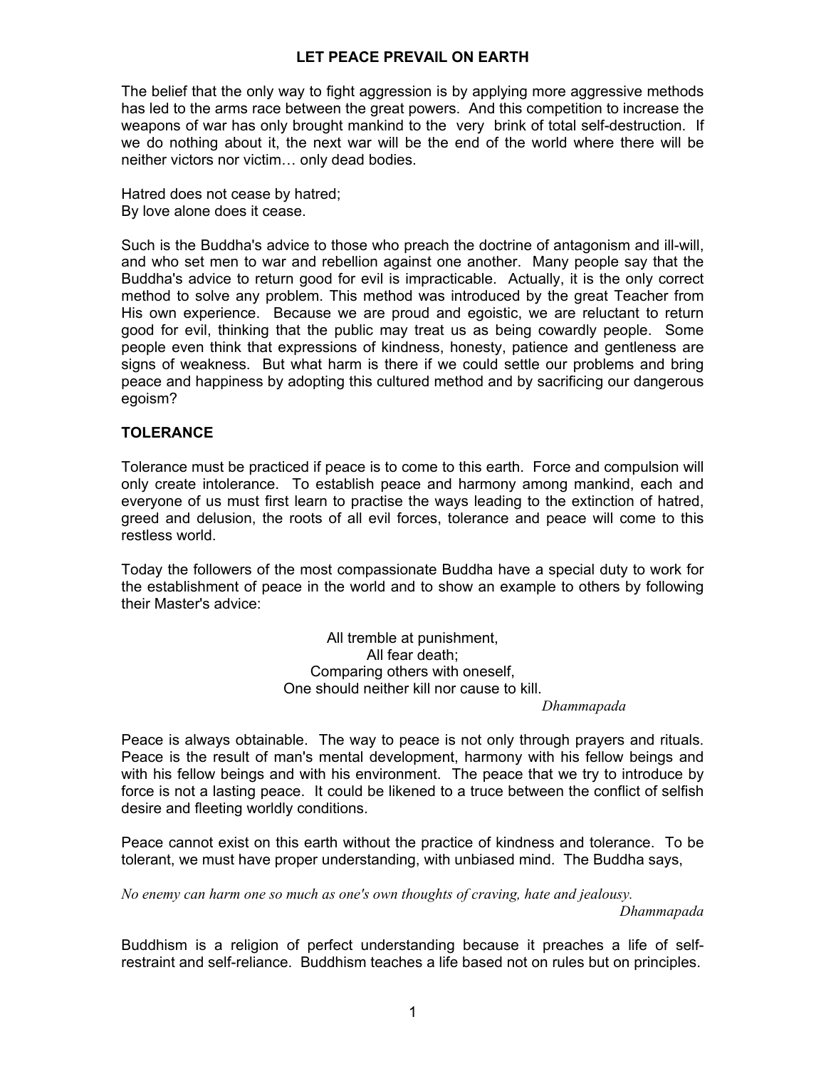# LET PEACE PREVAIL ON EARTH

The belief that the only way to fight aggression is by applying more aggressive methods has led to the arms race between the great powers. And this competition to increase the weapons of war has only brought mankind to the very brink of total self-destruction. If we do nothing about it, the next war will be the end of the world where there will be neither victors nor victim… only dead bodies.

Hatred does not cease by hatred;
By love alone does it cease.

Such is the Buddha's advice to those who preach the doctrine of antagonism and ill-will, and who set men to war and rebellion against one another. Many people say that the Buddha's advice to return good for evil is impracticable. Actually, it is the only correct method to solve any problem. This method was introduced by the great Teacher from His own experience. Because we are proud and egoistic, we are reluctant to return good for evil, thinking that the public may treat us as being cowardly people. Some people even think that expressions of kindness, honesty, patience and gentleness are signs of weakness. But what harm is there if we could settle our problems and bring peace and happiness by adopting this cultured method and by sacrificing our dangerous egoism?

## TOLERANCE

Tolerance must be practiced if peace is to come to this earth. Force and compulsion will only create intolerance. To establish peace and harmony among mankind, each and everyone of us must first learn to practise the ways leading to the extinction of hatred, greed and delusion, the roots of all evil forces, tolerance and peace will come to this restless world.

Today the followers of the most compassionate Buddha have a special duty to work for the establishment of peace in the world and to show an example to others by following their Master's advice:

All tremble at punishment,
All fear death;
Comparing others with oneself,
One should neither kill nor cause to kill.

*Dhammapada*

Peace is always obtainable. The way to peace is not only through prayers and rituals. Peace is the result of man's mental development, harmony with his fellow beings and with his fellow beings and with his environment. The peace that we try to introduce by force is not a lasting peace. It could be likened to a truce between the conflict of selfish desire and fleeting worldly conditions.

Peace cannot exist on this earth without the practice of kindness and tolerance. To be tolerant, we must have proper understanding, with unbiased mind. The Buddha says,

*No enemy can harm one so much as one's own thoughts of craving, hate and jealousy.*

*Dhammapada*

Buddhism is a religion of perfect understanding because it preaches a life of self-restraint and self-reliance. Buddhism teaches a life based not on rules but on principles.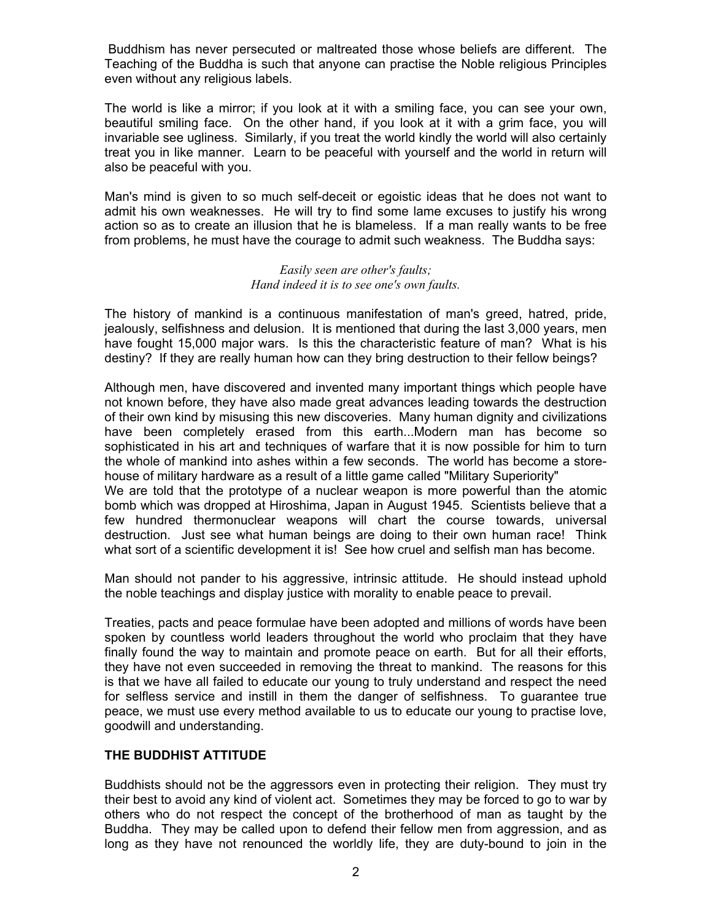Buddhism has never persecuted or maltreated those whose beliefs are different. The Teaching of the Buddha is such that anyone can practise the Noble religious Principles even without any religious labels.

The world is like a mirror; if you look at it with a smiling face, you can see your own, beautiful smiling face. On the other hand, if you look at it with a grim face, you will invariable see ugliness. Similarly, if you treat the world kindly the world will also certainly treat you in like manner. Learn to be peaceful with yourself and the world in return will also be peaceful with you.

Man's mind is given to so much self-deceit or egoistic ideas that he does not want to admit his own weaknesses. He will try to find some lame excuses to justify his wrong action so as to create an illusion that he is blameless. If a man really wants to be free from problems, he must have the courage to admit such weakness. The Buddha says:

*Easily seen are other's faults;*
*Hand indeed it is to see one's own faults.*

The history of mankind is a continuous manifestation of man's greed, hatred, pride, jealously, selfishness and delusion. It is mentioned that during the last 3,000 years, men have fought 15,000 major wars. Is this the characteristic feature of man? What is his destiny? If they are really human how can they bring destruction to their fellow beings?

Although men, have discovered and invented many important things which people have not known before, they have also made great advances leading towards the destruction of their own kind by misusing this new discoveries. Many human dignity and civilizations have been completely erased from this earth...Modern man has become so sophisticated in his art and techniques of warfare that it is now possible for him to turn the whole of mankind into ashes within a few seconds. The world has become a store-house of military hardware as a result of a little game called "Military Superiority"
We are told that the prototype of a nuclear weapon is more powerful than the atomic bomb which was dropped at Hiroshima, Japan in August 1945. Scientists believe that a few hundred thermonuclear weapons will chart the course towards, universal destruction. Just see what human beings are doing to their own human race! Think what sort of a scientific development it is! See how cruel and selfish man has become.

Man should not pander to his aggressive, intrinsic attitude. He should instead uphold the noble teachings and display justice with morality to enable peace to prevail.

Treaties, pacts and peace formulae have been adopted and millions of words have been spoken by countless world leaders throughout the world who proclaim that they have finally found the way to maintain and promote peace on earth. But for all their efforts, they have not even succeeded in removing the threat to mankind. The reasons for this is that we have all failed to educate our young to truly understand and respect the need for selfless service and instill in them the danger of selfishness. To guarantee true peace, we must use every method available to us to educate our young to practise love, goodwill and understanding.

**THE BUDDHIST ATTITUDE**

Buddhists should not be the aggressors even in protecting their religion. They must try their best to avoid any kind of violent act. Sometimes they may be forced to go to war by others who do not respect the concept of the brotherhood of man as taught by the Buddha. They may be called upon to defend their fellow men from aggression, and as long as they have not renounced the worldly life, they are duty-bound to join in the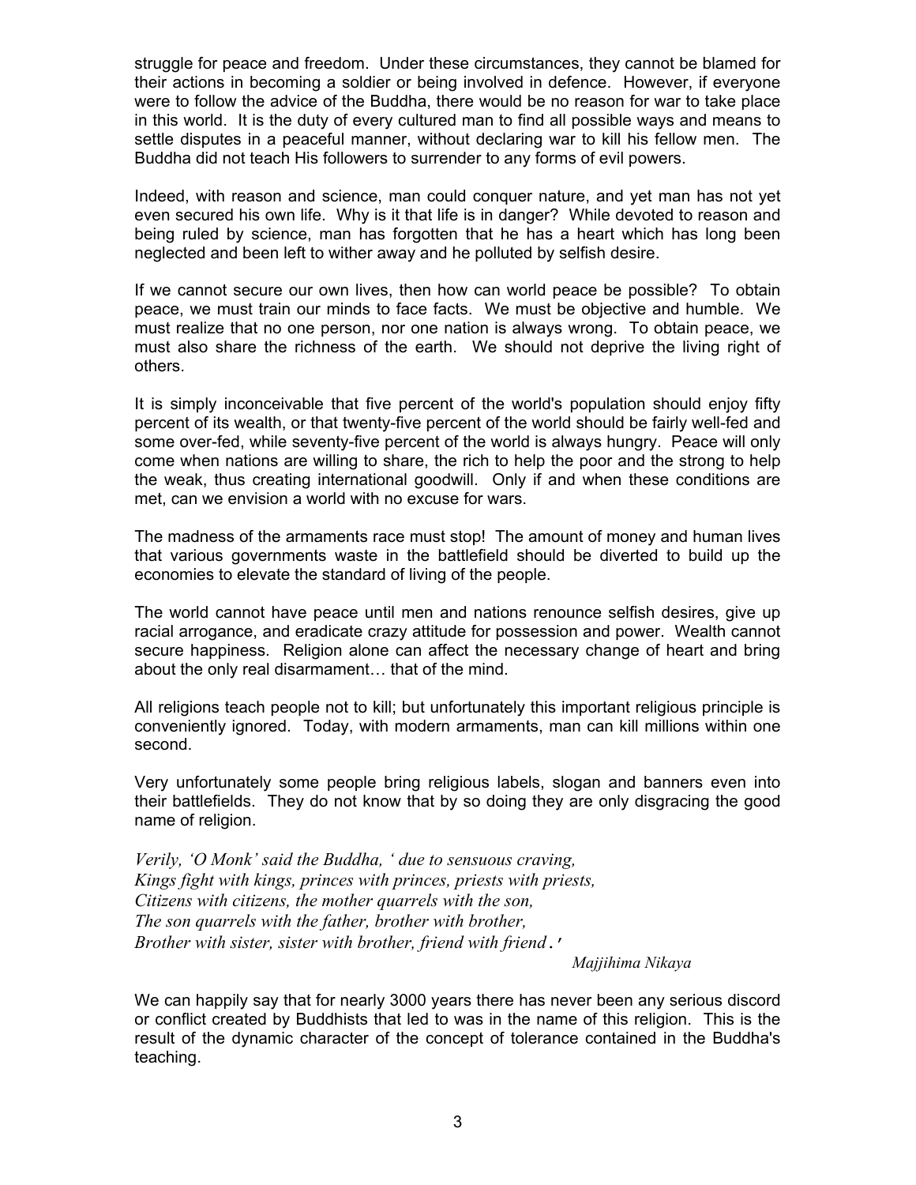struggle for peace and freedom. Under these circumstances, they cannot be blamed for their actions in becoming a soldier or being involved in defence. However, if everyone were to follow the advice of the Buddha, there would be no reason for war to take place in this world. It is the duty of every cultured man to find all possible ways and means to settle disputes in a peaceful manner, without declaring war to kill his fellow men. The Buddha did not teach His followers to surrender to any forms of evil powers.

Indeed, with reason and science, man could conquer nature, and yet man has not yet even secured his own life. Why is it that life is in danger? While devoted to reason and being ruled by science, man has forgotten that he has a heart which has long been neglected and been left to wither away and he polluted by selfish desire.

If we cannot secure our own lives, then how can world peace be possible? To obtain peace, we must train our minds to face facts. We must be objective and humble. We must realize that no one person, nor one nation is always wrong. To obtain peace, we must also share the richness of the earth. We should not deprive the living right of others.

It is simply inconceivable that five percent of the world's population should enjoy fifty percent of its wealth, or that twenty-five percent of the world should be fairly well-fed and some over-fed, while seventy-five percent of the world is always hungry. Peace will only come when nations are willing to share, the rich to help the poor and the strong to help the weak, thus creating international goodwill. Only if and when these conditions are met, can we envision a world with no excuse for wars.

The madness of the armaments race must stop! The amount of money and human lives that various governments waste in the battlefield should be diverted to build up the economies to elevate the standard of living of the people.

The world cannot have peace until men and nations renounce selfish desires, give up racial arrogance, and eradicate crazy attitude for possession and power. Wealth cannot secure happiness. Religion alone can affect the necessary change of heart and bring about the only real disarmament… that of the mind.

All religions teach people not to kill; but unfortunately this important religious principle is conveniently ignored. Today, with modern armaments, man can kill millions within one second.

Very unfortunately some people bring religious labels, slogan and banners even into their battlefields. They do not know that by so doing they are only disgracing the good name of religion.

*Verily, 'O Monk' said the Buddha, ' due to sensuous craving,*
*Kings fight with kings, princes with princes, priests with priests,*
*Citizens with citizens, the mother quarrels with the son,*
*The son quarrels with the father, brother with brother,*
*Brother with sister, sister with brother, friend with friend.'*

*Majjihima Nikaya*

We can happily say that for nearly 3000 years there has never been any serious discord or conflict created by Buddhists that led to was in the name of this religion. This is the result of the dynamic character of the concept of tolerance contained in the Buddha's teaching.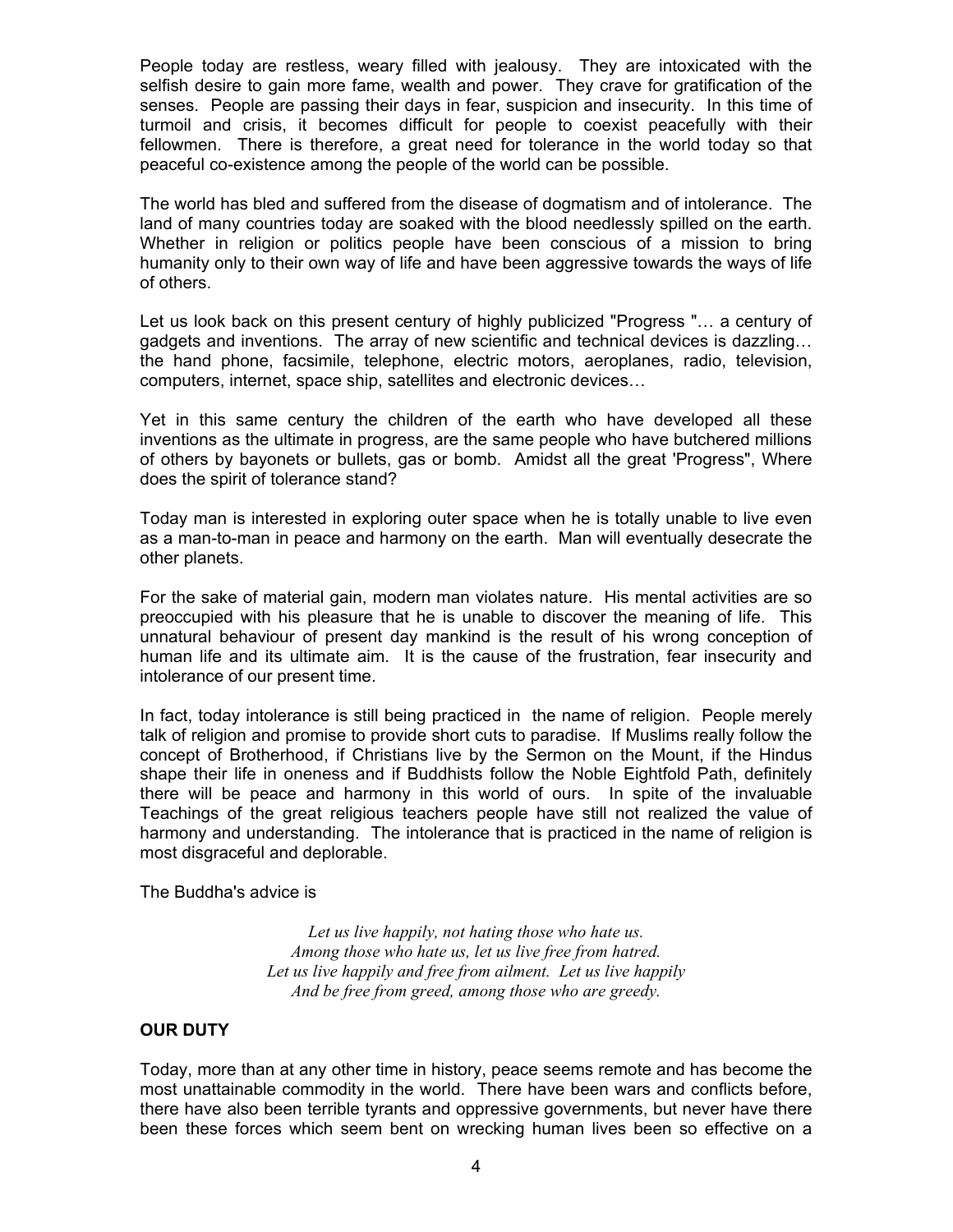People today are restless, weary filled with jealousy. They are intoxicated with the selfish desire to gain more fame, wealth and power. They crave for gratification of the senses. People are passing their days in fear, suspicion and insecurity. In this time of turmoil and crisis, it becomes difficult for people to coexist peacefully with their fellowmen. There is therefore, a great need for tolerance in the world today so that peaceful co-existence among the people of the world can be possible.

The world has bled and suffered from the disease of dogmatism and of intolerance. The land of many countries today are soaked with the blood needlessly spilled on the earth. Whether in religion or politics people have been conscious of a mission to bring humanity only to their own way of life and have been aggressive towards the ways of life of others.

Let us look back on this present century of highly publicized "Progress "… a century of gadgets and inventions. The array of new scientific and technical devices is dazzling… the hand phone, facsimile, telephone, electric motors, aeroplanes, radio, television, computers, internet, space ship, satellites and electronic devices…

Yet in this same century the children of the earth who have developed all these inventions as the ultimate in progress, are the same people who have butchered millions of others by bayonets or bullets, gas or bomb. Amidst all the great 'Progress", Where does the spirit of tolerance stand?

Today man is interested in exploring outer space when he is totally unable to live even as a man-to-man in peace and harmony on the earth. Man will eventually desecrate the other planets.

For the sake of material gain, modern man violates nature. His mental activities are so preoccupied with his pleasure that he is unable to discover the meaning of life. This unnatural behaviour of present day mankind is the result of his wrong conception of human life and its ultimate aim. It is the cause of the frustration, fear insecurity and intolerance of our present time.

In fact, today intolerance is still being practiced in the name of religion. People merely talk of religion and promise to provide short cuts to paradise. If Muslims really follow the concept of Brotherhood, if Christians live by the Sermon on the Mount, if the Hindus shape their life in oneness and if Buddhists follow the Noble Eightfold Path, definitely there will be peace and harmony in this world of ours. In spite of the invaluable Teachings of the great religious teachers people have still not realized the value of harmony and understanding. The intolerance that is practiced in the name of religion is most disgraceful and deplorable.

The Buddha's advice is

*Let us live happily, not hating those who hate us.*
*Among those who hate us, let us live free from hatred.*
*Let us live happily and free from ailment. Let us live happily*
*And be free from greed, among those who are greedy.*

**OUR DUTY**

Today, more than at any other time in history, peace seems remote and has become the most unattainable commodity in the world. There have been wars and conflicts before, there have also been terrible tyrants and oppressive governments, but never have there been these forces which seem bent on wrecking human lives been so effective on a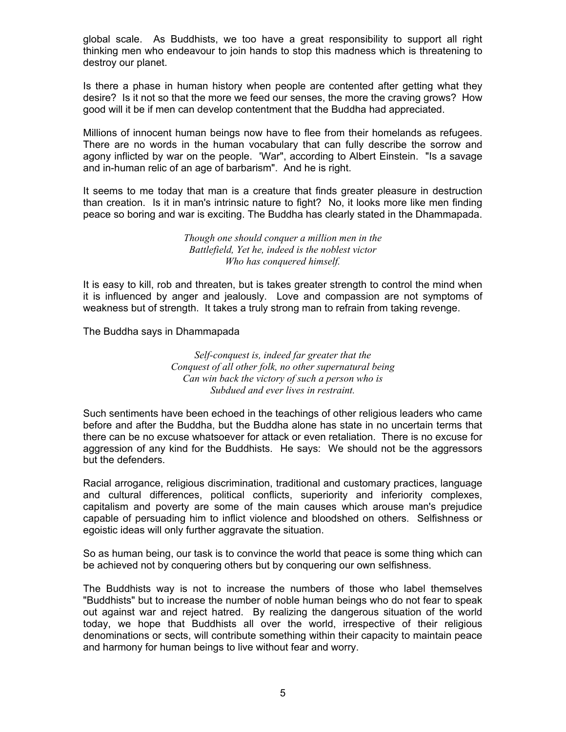global scale. As Buddhists, we too have a great responsibility to support all right thinking men who endeavour to join hands to stop this madness which is threatening to destroy our planet.

Is there a phase in human history when people are contented after getting what they desire? Is it not so that the more we feed our senses, the more the craving grows? How good will it be if men can develop contentment that the Buddha had appreciated.

Millions of innocent human beings now have to flee from their homelands as refugees. There are no words in the human vocabulary that can fully describe the sorrow and agony inflicted by war on the people. 'War", according to Albert Einstein. "Is a savage and in-human relic of an age of barbarism". And he is right.

It seems to me today that man is a creature that finds greater pleasure in destruction than creation. Is it in man's intrinsic nature to fight? No, it looks more like men finding peace so boring and war is exciting. The Buddha has clearly stated in the Dhammapada.

> *Though one should conquer a million men in the*
> *Battlefield, Yet he, indeed is the noblest victor*
> *Who has conquered himself.*

It is easy to kill, rob and threaten, but is takes greater strength to control the mind when it is influenced by anger and jealously. Love and compassion are not symptoms of weakness but of strength. It takes a truly strong man to refrain from taking revenge.

The Buddha says in Dhammapada

> *Self-conquest is, indeed far greater that the*
> *Conquest of all other folk, no other supernatural being*
> *Can win back the victory of such a person who is*
> *Subdued and ever lives in restraint.*

Such sentiments have been echoed in the teachings of other religious leaders who came before and after the Buddha, but the Buddha alone has state in no uncertain terms that there can be no excuse whatsoever for attack or even retaliation. There is no excuse for aggression of any kind for the Buddhists. He says: We should not be the aggressors but the defenders.

Racial arrogance, religious discrimination, traditional and customary practices, language and cultural differences, political conflicts, superiority and inferiority complexes, capitalism and poverty are some of the main causes which arouse man's prejudice capable of persuading him to inflict violence and bloodshed on others. Selfishness or egoistic ideas will only further aggravate the situation.

So as human being, our task is to convince the world that peace is some thing which can be achieved not by conquering others but by conquering our own selfishness.

The Buddhists way is not to increase the numbers of those who label themselves "Buddhists" but to increase the number of noble human beings who do not fear to speak out against war and reject hatred. By realizing the dangerous situation of the world today, we hope that Buddhists all over the world, irrespective of their religious denominations or sects, will contribute something within their capacity to maintain peace and harmony for human beings to live without fear and worry.